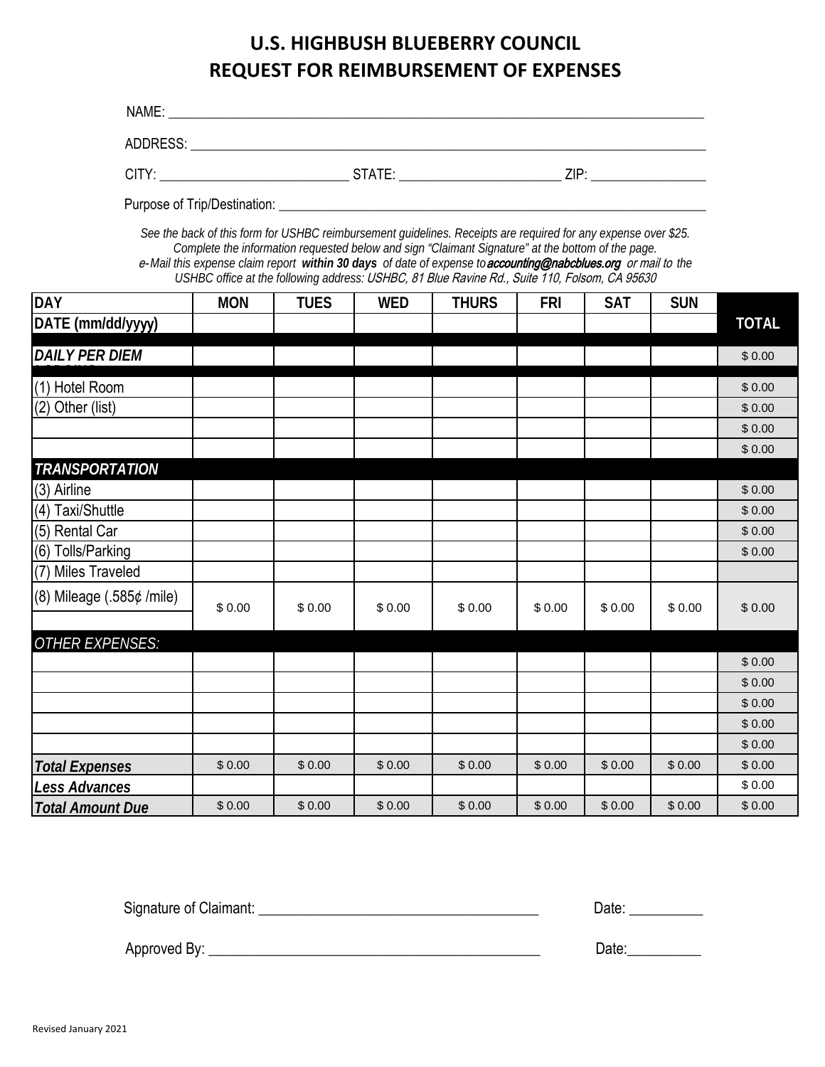# U.S. HIGHBUSH BLUEBERRY COUNCIL
# REQUEST FOR REIMBURSEMENT OF EXPENSES

NAME: ______________________________________________________________________________

ADDRESS: ___________________________________________________________________________

CITY: ____________________________ STATE: ________________________ ZIP: _________________

Purpose of Trip/Destination: _________________________________________________________________

*See the back of this form for USHBC reimbursement guidelines. Receipts are required for any expense over $25. Complete the information requested below and sign "Claimant Signature" at the bottom of the page. e-Mail this expense claim report* ***within 30 days*** *of date of expense to* ***accounting@nabcblues.org*** *or mail to the USHBC office at the following address: USHBC, 81 Blue Ravine Rd., Suite 110, Folsom, CA 95630*

| DAY | MON | TUES | WED | THURS | FRI | SAT | SUN | TOTAL |
|---|---|---|---|---|---|---|---|---|
| DATE (mm/dd/yyyy) | | | | | | | | |
| ***DAILY PER DIEM*** | | | | | | | | $ 0.00 |
| (1) Hotel Room | | | | | | | | $ 0.00 |
| (2) Other (list) | | | | | | | | $ 0.00 |
| | | | | | | | | $ 0.00 |
| | | | | | | | | $ 0.00 |
| ***TRANSPORTATION*** | | | | | | | | |
| (3) Airline | | | | | | | | $ 0.00 |
| (4) Taxi/Shuttle | | | | | | | | $ 0.00 |
| (5) Rental Car | | | | | | | | $ 0.00 |
| (6) Tolls/Parking | | | | | | | | $ 0.00 |
| (7) Miles Traveled | | | | | | | | |
| (8) Mileage (.585¢ /mile) | $ 0.00 | $ 0.00 | $ 0.00 | $ 0.00 | $ 0.00 | $ 0.00 | $ 0.00 | $ 0.00 |
| *OTHER EXPENSES:* | | | | | | | | |
| | | | | | | | | $ 0.00 |
| | | | | | | | | $ 0.00 |
| | | | | | | | | $ 0.00 |
| | | | | | | | | $ 0.00 |
| | | | | | | | | $ 0.00 |
| ***Total Expenses*** | $ 0.00 | $ 0.00 | $ 0.00 | $ 0.00 | $ 0.00 | $ 0.00 | $ 0.00 | $ 0.00 |
| ***Less Advances*** | | | | | | | | $ 0.00 |
| ***Total Amount Due*** | $ 0.00 | $ 0.00 | $ 0.00 | $ 0.00 | $ 0.00 | $ 0.00 | $ 0.00 | $ 0.00 |

Signature of Claimant: ______________________________________ Date: __________

Approved By: ______________________________________________ Date:__________

Revised January 2021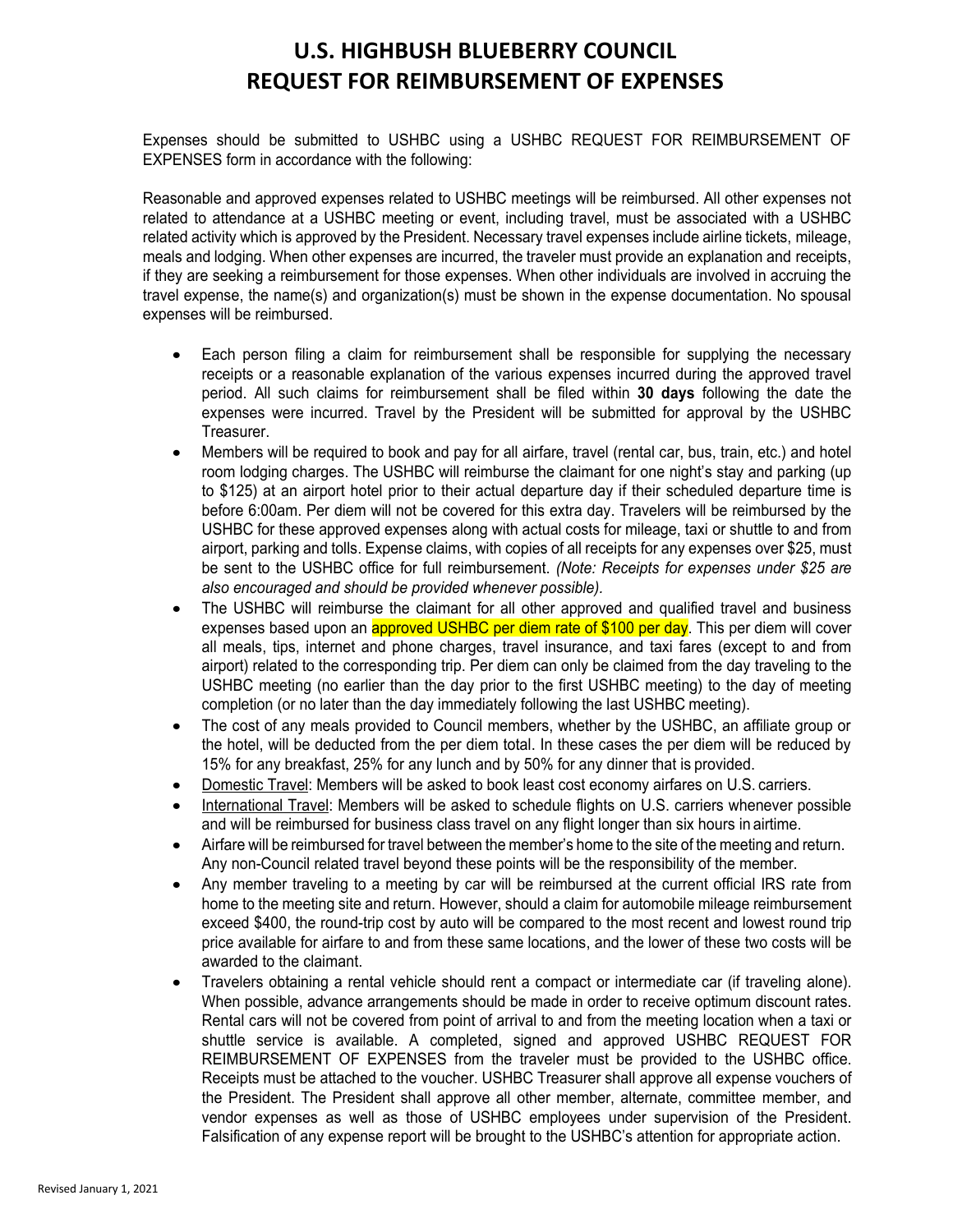# U.S. HIGHBUSH BLUEBERRY COUNCIL
# REQUEST FOR REIMBURSEMENT OF EXPENSES

Expenses should be submitted to USHBC using a USHBC REQUEST FOR REIMBURSEMENT OF EXPENSES form in accordance with the following:

Reasonable and approved expenses related to USHBC meetings will be reimbursed. All other expenses not related to attendance at a USHBC meeting or event, including travel, must be associated with a USHBC related activity which is approved by the President. Necessary travel expenses include airline tickets, mileage, meals and lodging. When other expenses are incurred, the traveler must provide an explanation and receipts, if they are seeking a reimbursement for those expenses. When other individuals are involved in accruing the travel expense, the name(s) and organization(s) must be shown in the expense documentation. No spousal expenses will be reimbursed.

- Each person filing a claim for reimbursement shall be responsible for supplying the necessary receipts or a reasonable explanation of the various expenses incurred during the approved travel period. All such claims for reimbursement shall be filed within **30 days** following the date the expenses were incurred. Travel by the President will be submitted for approval by the USHBC Treasurer.
- Members will be required to book and pay for all airfare, travel (rental car, bus, train, etc.) and hotel room lodging charges. The USHBC will reimburse the claimant for one night's stay and parking (up to $125) at an airport hotel prior to their actual departure day if their scheduled departure time is before 6:00am. Per diem will not be covered for this extra day. Travelers will be reimbursed by the USHBC for these approved expenses along with actual costs for mileage, taxi or shuttle to and from airport, parking and tolls. Expense claims, with copies of all receipts for any expenses over $25, must be sent to the USHBC office for full reimbursement. *(Note: Receipts for expenses under $25 are also encouraged and should be provided whenever possible).*
- The USHBC will reimburse the claimant for all other approved and qualified travel and business expenses based upon an approved USHBC per diem rate of $100 per day. This per diem will cover all meals, tips, internet and phone charges, travel insurance, and taxi fares (except to and from airport) related to the corresponding trip. Per diem can only be claimed from the day traveling to the USHBC meeting (no earlier than the day prior to the first USHBC meeting) to the day of meeting completion (or no later than the day immediately following the last USHBC meeting).
- The cost of any meals provided to Council members, whether by the USHBC, an affiliate group or the hotel, will be deducted from the per diem total. In these cases the per diem will be reduced by 15% for any breakfast, 25% for any lunch and by 50% for any dinner that is provided.
- Domestic Travel: Members will be asked to book least cost economy airfares on U.S. carriers.
- International Travel: Members will be asked to schedule flights on U.S. carriers whenever possible and will be reimbursed for business class travel on any flight longer than six hours in airtime.
- Airfare will be reimbursed for travel between the member's home to the site of the meeting and return. Any non-Council related travel beyond these points will be the responsibility of the member.
- Any member traveling to a meeting by car will be reimbursed at the current official IRS rate from home to the meeting site and return. However, should a claim for automobile mileage reimbursement exceed $400, the round-trip cost by auto will be compared to the most recent and lowest round trip price available for airfare to and from these same locations, and the lower of these two costs will be awarded to the claimant.
- Travelers obtaining a rental vehicle should rent a compact or intermediate car (if traveling alone). When possible, advance arrangements should be made in order to receive optimum discount rates. Rental cars will not be covered from point of arrival to and from the meeting location when a taxi or shuttle service is available. A completed, signed and approved USHBC REQUEST FOR REIMBURSEMENT OF EXPENSES from the traveler must be provided to the USHBC office. Receipts must be attached to the voucher. USHBC Treasurer shall approve all expense vouchers of the President. The President shall approve all other member, alternate, committee member, and vendor expenses as well as those of USHBC employees under supervision of the President. Falsification of any expense report will be brought to the USHBC's attention for appropriate action.

Revised January 1, 2021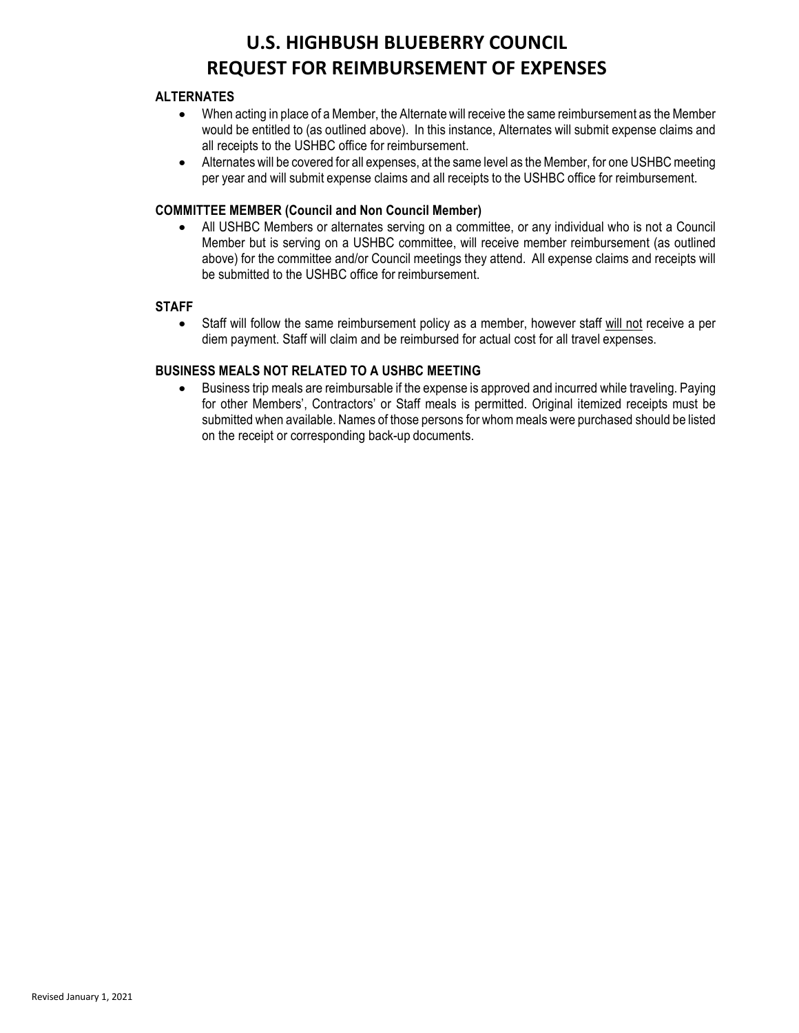# U.S. HIGHBUSH BLUEBERRY COUNCIL
# REQUEST FOR REIMBURSEMENT OF EXPENSES

### ALTERNATES

- When acting in place of a Member, the Alternate will receive the same reimbursement as the Member would be entitled to (as outlined above). In this instance, Alternates will submit expense claims and all receipts to the USHBC office for reimbursement.
- Alternates will be covered for all expenses, at the same level as the Member, for one USHBC meeting per year and will submit expense claims and all receipts to the USHBC office for reimbursement.

### COMMITTEE MEMBER (Council and Non Council Member)

- All USHBC Members or alternates serving on a committee, or any individual who is not a Council Member but is serving on a USHBC committee, will receive member reimbursement (as outlined above) for the committee and/or Council meetings they attend. All expense claims and receipts will be submitted to the USHBC office for reimbursement.

### STAFF

- Staff will follow the same reimbursement policy as a member, however staff <u>will not</u> receive a per diem payment. Staff will claim and be reimbursed for actual cost for all travel expenses.

### BUSINESS MEALS NOT RELATED TO A USHBC MEETING

- Business trip meals are reimbursable if the expense is approved and incurred while traveling. Paying for other Members', Contractors' or Staff meals is permitted. Original itemized receipts must be submitted when available. Names of those persons for whom meals were purchased should be listed on the receipt or corresponding back-up documents.

Revised January 1, 2021